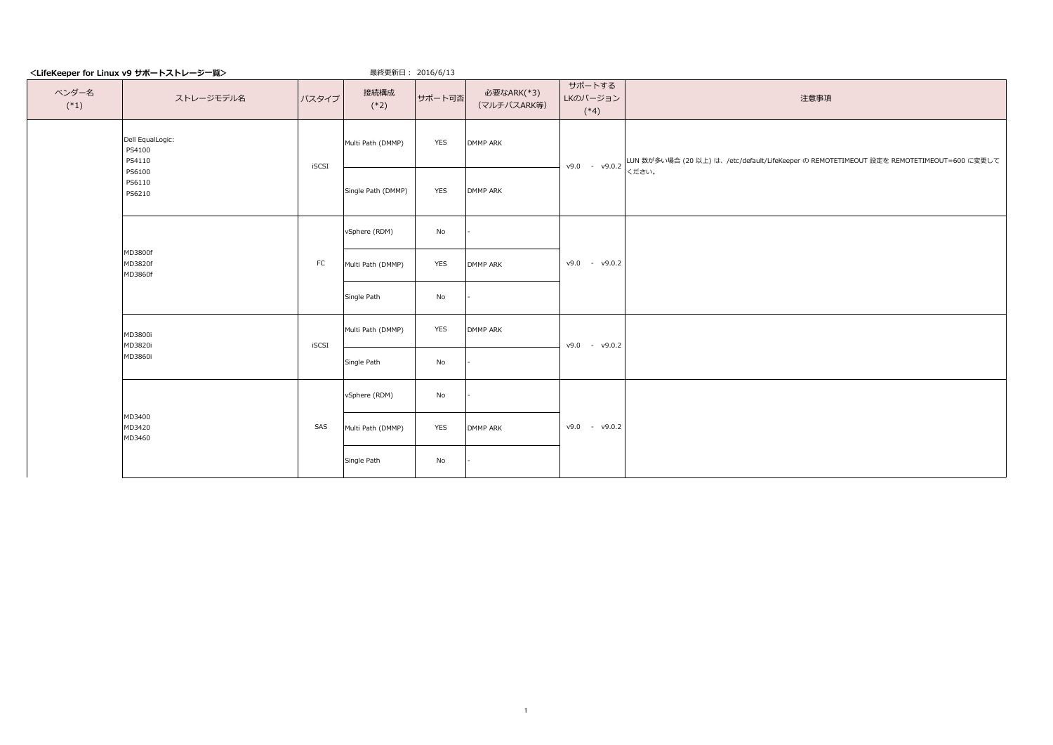**<LifeKeeper for Linux v9 サポートストレージ一覧>**

最終更新日： 2016/6/13

| ベンダー名 (*1) | ストレージモデル名 | バスタイプ | 接続構成 (*2) | サポート可否 | 必要なARK(*3) (マルチパスARK等) | サポートする LKのバージョン (*4) | 注意事項 |
|---|---|---|---|---|---|---|---|
| | Dell EqualLogic:<br>PS4100<br>PS4110<br>PS6100<br>PS6110<br>PS6210 | iSCSI | Multi Path (DMMP) | YES | DMMP ARK | v9.0 - v9.0.2 | LUN 数が多い場合 (20 以上) は、/etc/default/LifeKeeper の REMOTETIMEOUT 設定を REMOTETIMEOUT=600 に変更してください。 |
| | | | Single Path (DMMP) | YES | DMMP ARK | | |
| | MD3800f<br>MD3820f<br>MD3860f | FC | vSphere (RDM) | No | - | v9.0 - v9.0.2 | |
| | | | Multi Path (DMMP) | YES | DMMP ARK | | |
| | | | Single Path | No | - | | |
| | MD3800i<br>MD3820i<br>MD3860i | iSCSI | Multi Path (DMMP) | YES | DMMP ARK | v9.0 - v9.0.2 | |
| | | | Single Path | No | - | | |
| | MD3400<br>MD3420<br>MD3460 | SAS | vSphere (RDM) | No | - | v9.0 - v9.0.2 | |
| | | | Multi Path (DMMP) | YES | DMMP ARK | | |
| | | | Single Path | No | - | | |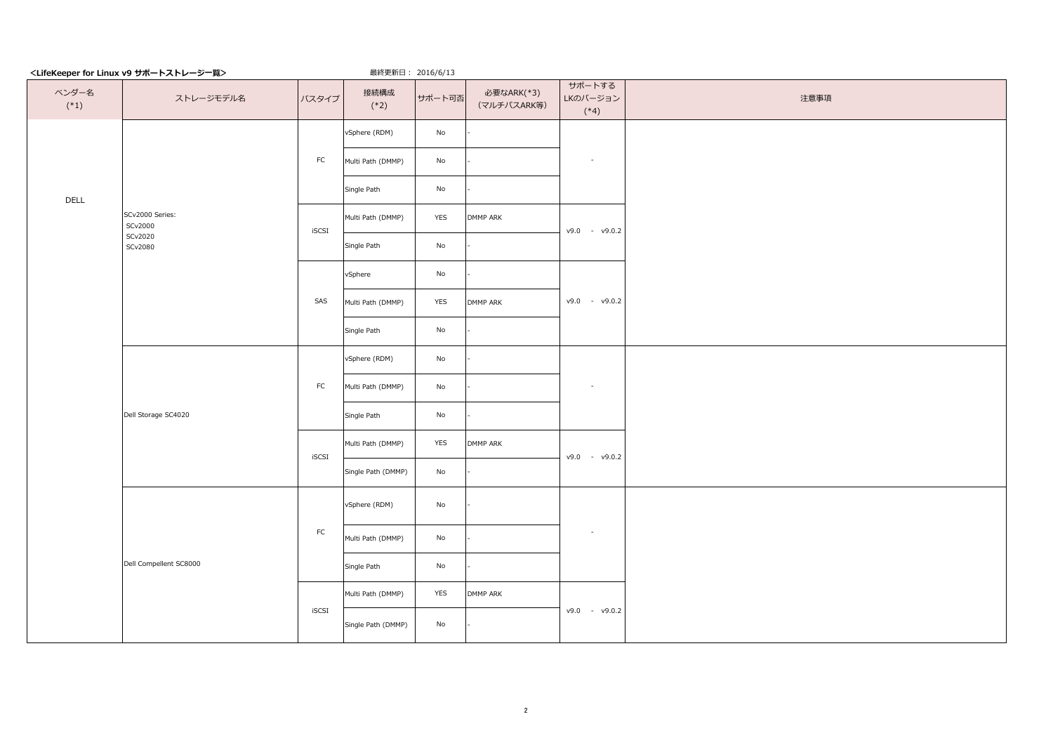**<LifeKeeper for Linux v9 サポートストレージ一覧>**

最終更新日： 2016/6/13

| ベンダー名 (*1) | ストレージモデル名 | バスタイプ | 接続構成 (*2) | サポート可否 | 必要なARK(*3) (マルチパスARK等) | サポートする LKのバージョン (*4) | 注意事項 |
|---|---|---|---|---|---|---|---|
| DELL | SCv2000 Series: SCv2000 SCv2020 SCv2080 | FC | vSphere (RDM) | No | - | - | |
| | | | Multi Path (DMMP) | No | - | | |
| | | | Single Path | No | - | | |
| | | iSCSI | Multi Path (DMMP) | YES | DMMP ARK | v9.0 - v9.0.2 | |
| | | | Single Path | No | - | | |
| | | SAS | vSphere | No | - | v9.0 - v9.0.2 | |
| | | | Multi Path (DMMP) | YES | DMMP ARK | | |
| | | | Single Path | No | - | | |
| | Dell Storage SC4020 | FC | vSphere (RDM) | No | - | - | |
| | | | Multi Path (DMMP) | No | - | | |
| | | | Single Path | No | - | | |
| | | iSCSI | Multi Path (DMMP) | YES | DMMP ARK | v9.0 - v9.0.2 | |
| | | | Single Path (DMMP) | No | - | | |
| | Dell Compellent SC8000 | FC | vSphere (RDM) | No | - | - | |
| | | | Multi Path (DMMP) | No | - | | |
| | | | Single Path | No | - | | |
| | | iSCSI | Multi Path (DMMP) | YES | DMMP ARK | v9.0 - v9.0.2 | |
| | | | Single Path (DMMP) | No | - | | |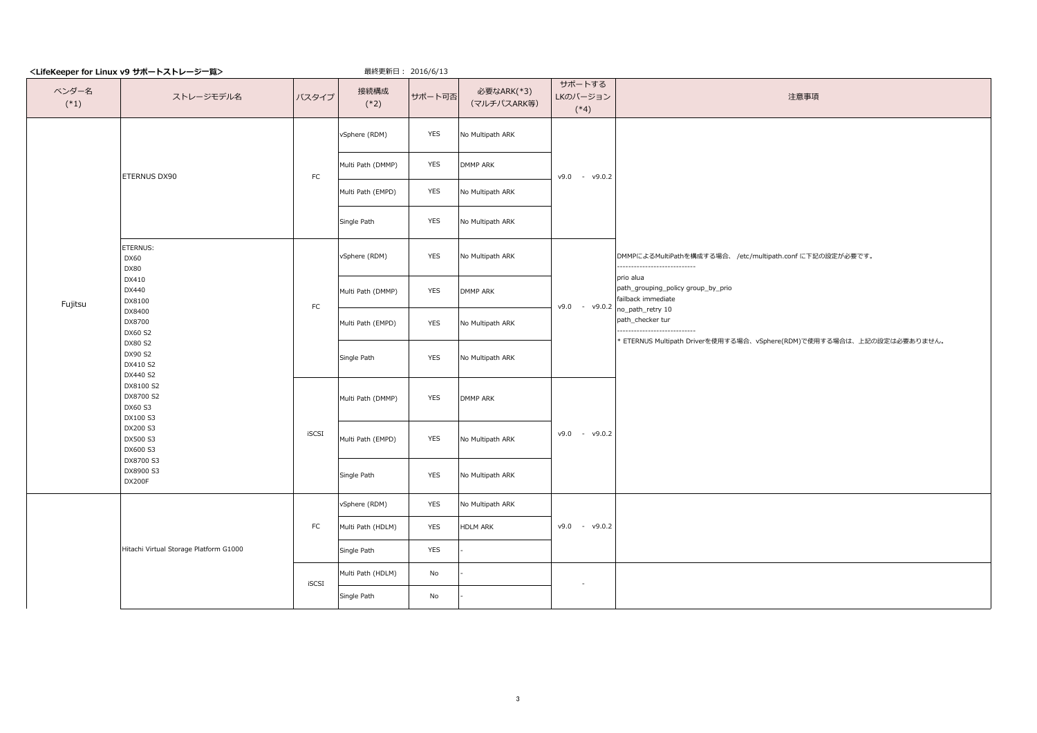**<LifeKeeper for Linux v9 サポートストレージ一覧>**

最終更新日： 2016/6/13

| ベンダー名 (*1) | ストレージモデル名 | バスタイプ | 接続構成 (*2) | サポート可否 | 必要なARK(*3) (マルチパスARK等) | サポートするLKのバージョン (*4) | 注意事項 |
|---|---|---|---|---|---|---|---|
| Fujitsu | ETERNUS DX90 | FC | vSphere (RDM) | YES | No Multipath ARK | v9.0 - v9.0.2 | |
| | | | Multi Path (DMMP) | YES | DMMP ARK | | |
| | | | Multi Path (EMPD) | YES | No Multipath ARK | | |
| | | | Single Path | YES | No Multipath ARK | | |
| | ETERNUS: DX60 DX80 DX410 DX440 DX8100 DX8400 DX8700 DX60 S2 DX80 S2 DX90 S2 DX410 S2 DX440 S2 DX8100 S2 DX8700 S2 DX60 S3 DX100 S3 DX200 S3 DX500 S3 DX600 S3 DX8700 S3 DX8900 S3 DX200F | FC | vSphere (RDM) | YES | No Multipath ARK | v9.0 - v9.0.2 | DMMPによるMultiPathを構成する場合、 /etc/multipath.conf に下記の設定が必要です。<br>----------------------------<br>prio alua<br>path_grouping_policy group_by_prio<br>failback immediate<br>no_path_retry 10<br>path_checker tur<br>----------------------------<br>* ETERNUS Multipath Driverを使用する場合、vSphere(RDM)で使用する場合は、上記の設定は必要ありません。 |
| | | | Multi Path (DMMP) | YES | DMMP ARK | | |
| | | | Multi Path (EMPD) | YES | No Multipath ARK | | |
| | | | Single Path | YES | No Multipath ARK | | |
| | | iSCSI | Multi Path (DMMP) | YES | DMMP ARK | v9.0 - v9.0.2 | |
| | | | Multi Path (EMPD) | YES | No Multipath ARK | | |
| | | | Single Path | YES | No Multipath ARK | | |
| | Hitachi Virtual Storage Platform G1000 | FC | vSphere (RDM) | YES | No Multipath ARK | v9.0 - v9.0.2 | |
| | | | Multi Path (HDLM) | YES | HDLM ARK | | |
| | | | Single Path | YES | - | | |
| | | iSCSI | Multi Path (HDLM) | No | - | - | |
| | | | Single Path | No | - | | |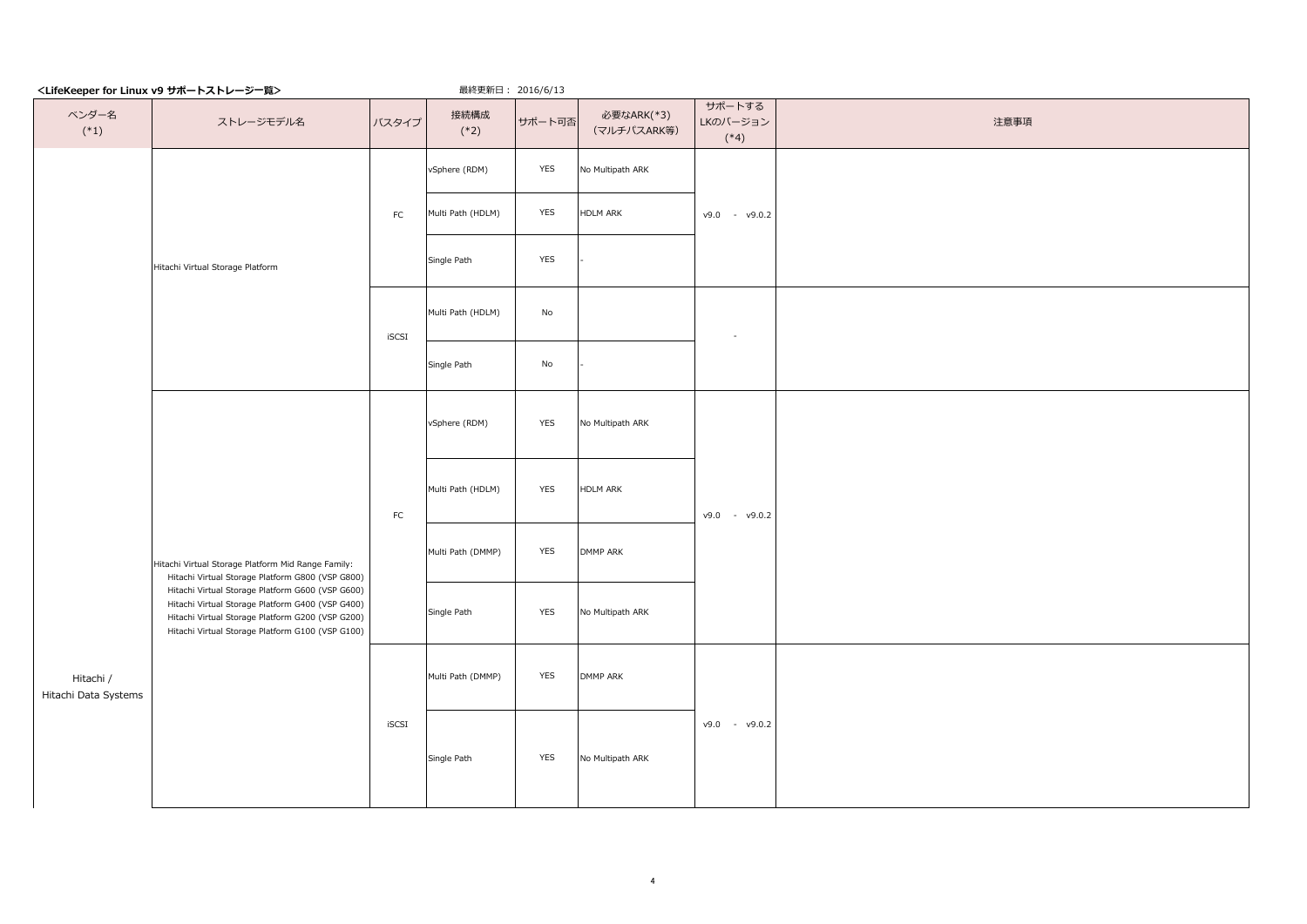**<LifeKeeper for Linux v9 サポートストレージ一覧>**

最終更新日： 2016/6/13

| ベンダー名 (*1) | ストレージモデル名 | バスタイプ | 接続構成 (*2) | サポート可否 | 必要なARK(*3) (マルチパスARK等) | サポートする LKのバージョン (*4) | 注意事項 |
|---|---|---|---|---|---|---|---|
| Hitachi / Hitachi Data Systems | Hitachi Virtual Storage Platform | FC | vSphere (RDM) | YES | No Multipath ARK | v9.0 - v9.0.2 | |
| | | | Multi Path (HDLM) | YES | HDLM ARK | | |
| | | | Single Path | YES | - | | |
| | | iSCSI | Multi Path (HDLM) | No | | - | |
| | | | Single Path | No | - | | |
| | Hitachi Virtual Storage Platform Mid Range Family: Hitachi Virtual Storage Platform G800 (VSP G800) Hitachi Virtual Storage Platform G600 (VSP G600) Hitachi Virtual Storage Platform G400 (VSP G400) Hitachi Virtual Storage Platform G200 (VSP G200) Hitachi Virtual Storage Platform G100 (VSP G100) | FC | vSphere (RDM) | YES | No Multipath ARK | v9.0 - v9.0.2 | |
| | | | Multi Path (HDLM) | YES | HDLM ARK | | |
| | | | Multi Path (DMMP) | YES | DMMP ARK | | |
| | | | Single Path | YES | No Multipath ARK | | |
| | | iSCSI | Multi Path (DMMP) | YES | DMMP ARK | v9.0 - v9.0.2 | |
| | | | Single Path | YES | No Multipath ARK | | |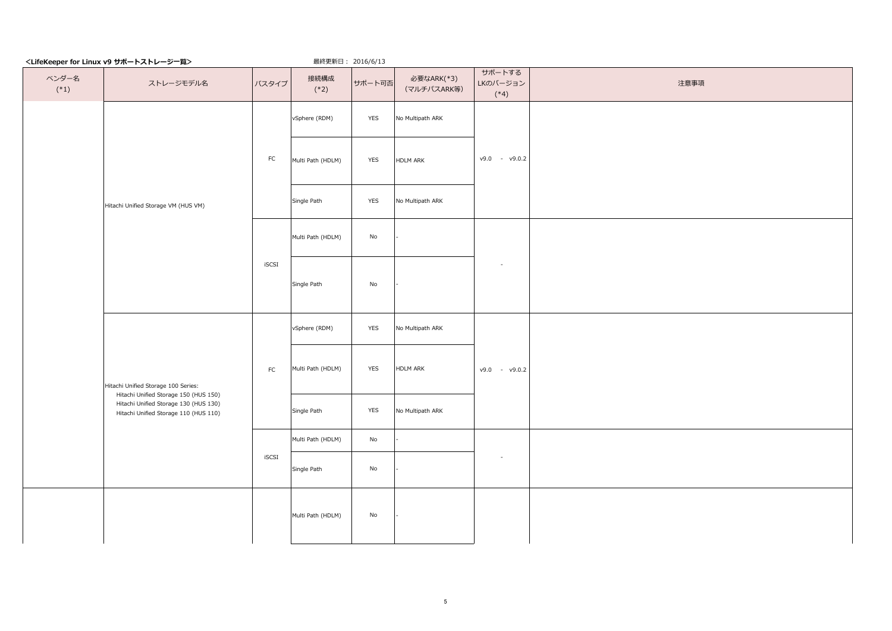**<LifeKeeper for Linux v9 サポートストレージ一覧>**

最終更新日： 2016/6/13

| ベンダー名 (*1) | ストレージモデル名 | バスタイプ | 接続構成 (*2) | サポート可否 | 必要なARK(*3) (マルチパスARK等) | サポートする LKのバージョン (*4) | 注意事項 |
|---|---|---|---|---|---|---|---|
| | Hitachi Unified Storage VM (HUS VM) | FC | vSphere (RDM) | YES | No Multipath ARK | v9.0 - v9.0.2 | |
| | | | Multi Path (HDLM) | YES | HDLM ARK | | |
| | | | Single Path | YES | No Multipath ARK | | |
| | | iSCSI | Multi Path (HDLM) | No | - | - | |
| | | | Single Path | No | - | | |
| | Hitachi Unified Storage 100 Series:<br>Hitachi Unified Storage 150 (HUS 150)<br>Hitachi Unified Storage 130 (HUS 130)<br>Hitachi Unified Storage 110 (HUS 110) | FC | vSphere (RDM) | YES | No Multipath ARK | v9.0 - v9.0.2 | |
| | | | Multi Path (HDLM) | YES | HDLM ARK | | |
| | | | Single Path | YES | No Multipath ARK | | |
| | | iSCSI | Multi Path (HDLM) | No | - | - | |
| | | | Single Path | No | - | | |
| | | | Multi Path (HDLM) | No | - | | |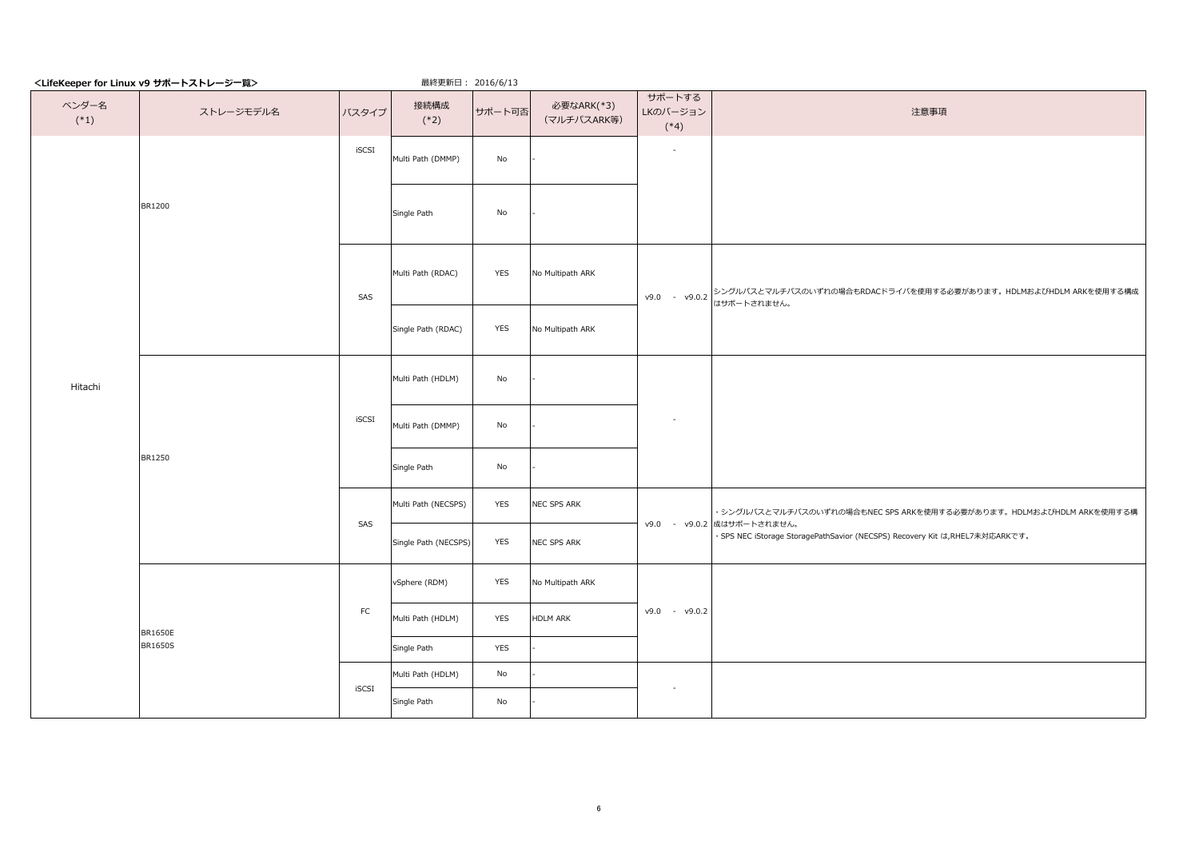**<LifeKeeper for Linux v9 サポートストレージ一覧>**　　最終更新日： 2016/6/13

| ベンダー名 (*1) | ストレージモデル名 | バスタイプ | 接続構成 (*2) | サポート可否 | 必要なARK(*3) (マルチパスARK等) | サポートする LKのバージョン (*4) | 注意事項 |
|---|---|---|---|---|---|---|---|
| Hitachi | BR1200 | iSCSI | Multi Path (DMMP) | No | - | - | |
| | | | Single Path | No | - | | |
| | | SAS | Multi Path (RDAC) | YES | No Multipath ARK | v9.0 - v9.0.2 | シングルパスとマルチパスのいずれの場合もRDACドライバを使用する必要があります。HDLMおよびHDLM ARKを使用する構成はサポートされません。 |
| | | | Single Path (RDAC) | YES | No Multipath ARK | | |
| | BR1250 | iSCSI | Multi Path (HDLM) | No | - | - | |
| | | | Multi Path (DMMP) | No | - | | |
| | | | Single Path | No | - | | |
| | | SAS | Multi Path (NECSPS) | YES | NEC SPS ARK | v9.0 - v9.0.2 | ・シングルパスとマルチパスのいずれの場合もNEC SPS ARKを使用する必要があります。HDLMおよびHDLM ARKを使用する構成はサポートされません。<br>・SPS NEC iStorage StoragePathSavior (NECSPS) Recovery Kit は,RHEL7未対応ARKです。 |
| | | | Single Path (NECSPS) | YES | NEC SPS ARK | | |
| | BR1650E<br>BR1650S | FC | vSphere (RDM) | YES | No Multipath ARK | v9.0 - v9.0.2 | |
| | | | Multi Path (HDLM) | YES | HDLM ARK | | |
| | | | Single Path | YES | - | | |
| | | iSCSI | Multi Path (HDLM) | No | - | - | |
| | | | Single Path | No | - | | |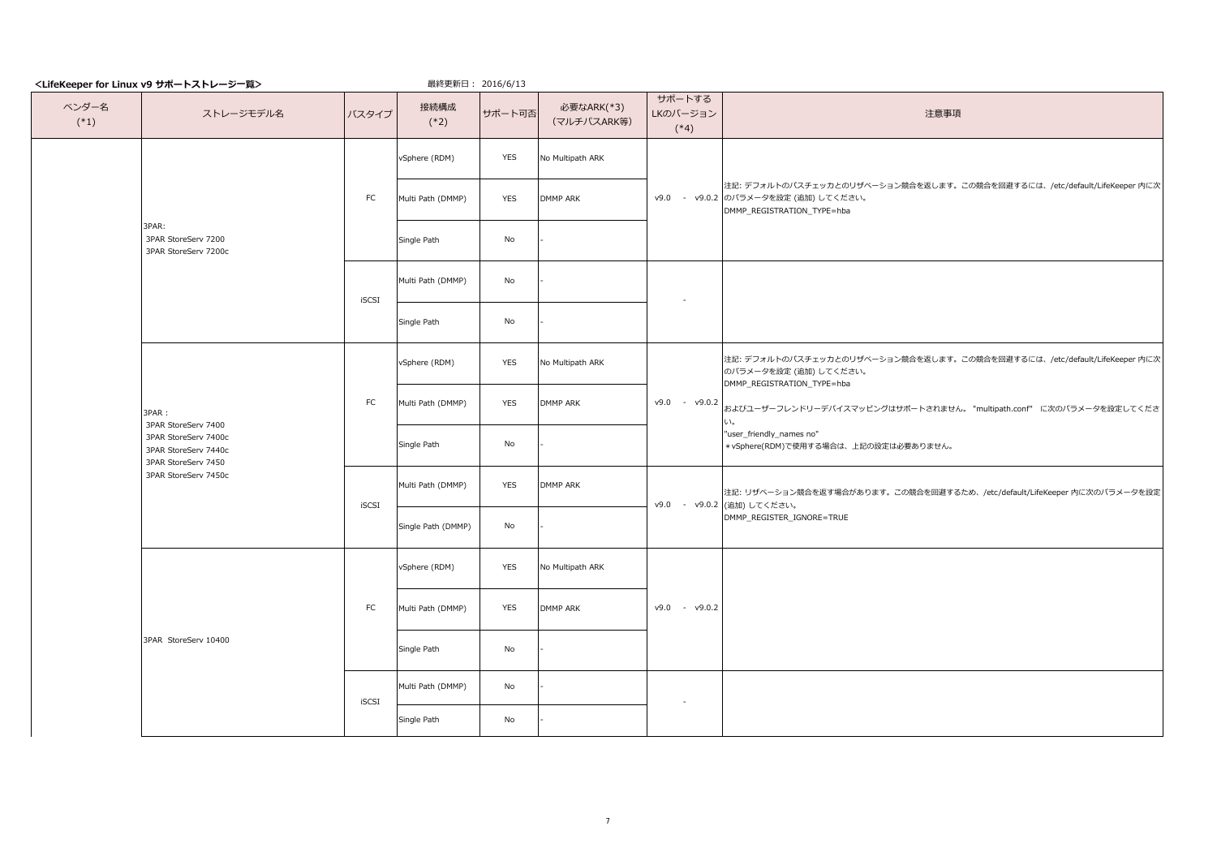**<LifeKeeper for Linux v9 サポートストレージ一覧>**

最終更新日： 2016/6/13

| ベンダー名 (*1) | ストレージモデル名 | バスタイプ | 接続構成 (*2) | サポート可否 | 必要なARK(*3) (マルチパスARK等) | サポートする LKのバージョン (*4) | 注意事項 |
|---|---|---|---|---|---|---|---|
| | 3PAR:<br>3PAR StoreServ 7200<br>3PAR StoreServ 7200c | FC | vSphere (RDM) | YES | No Multipath ARK | v9.0 - v9.0.2 | 注記: デフォルトのパスチェッカとのリザベーション競合を返します。この競合を回避するには、/etc/default/LifeKeeper 内に次のパラメータを設定 (追加) してください。<br>DMMP_REGISTRATION_TYPE=hba |
| | | | Multi Path (DMMP) | YES | DMMP ARK | | |
| | | | Single Path | No | - | | |
| | | iSCSI | Multi Path (DMMP) | No | - | - | |
| | | | Single Path | No | - | | |
| | 3PAR：<br>3PAR StoreServ 7400<br>3PAR StoreServ 7400c<br>3PAR StoreServ 7440c<br>3PAR StoreServ 7450<br>3PAR StoreServ 7450c | FC | vSphere (RDM) | YES | No Multipath ARK | v9.0 - v9.0.2 | 注記: デフォルトのパスチェッカとのリザベーション競合を返します。この競合を回避するには、/etc/default/LifeKeeper 内に次のパラメータを設定 (追加) してください。<br>DMMP_REGISTRATION_TYPE=hba<br>およびユーザーフレンドリーデバイスマッピングはサポートされません。"multipath.conf" に次のパラメータを設定してください。<br>"user_friendly_names no"<br>＊vSphere(RDM)で使用する場合は、上記の設定は必要ありません。 |
| | | | Multi Path (DMMP) | YES | DMMP ARK | | |
| | | | Single Path | No | - | | |
| | | iSCSI | Multi Path (DMMP) | YES | DMMP ARK | v9.0 - v9.0.2 | 注記: リザベーション競合を返す場合があります。この競合を回避するため、/etc/default/LifeKeeper 内に次のパラメータを設定 (追加) してください。<br>DMMP_REGISTER_IGNORE=TRUE |
| | | | Single Path (DMMP) | No | - | | |
| | 3PAR StoreServ 10400 | FC | vSphere (RDM) | YES | No Multipath ARK | v9.0 - v9.0.2 | |
| | | | Multi Path (DMMP) | YES | DMMP ARK | | |
| | | | Single Path | No | - | | |
| | | iSCSI | Multi Path (DMMP) | No | - | - | |
| | | | Single Path | No | - | | |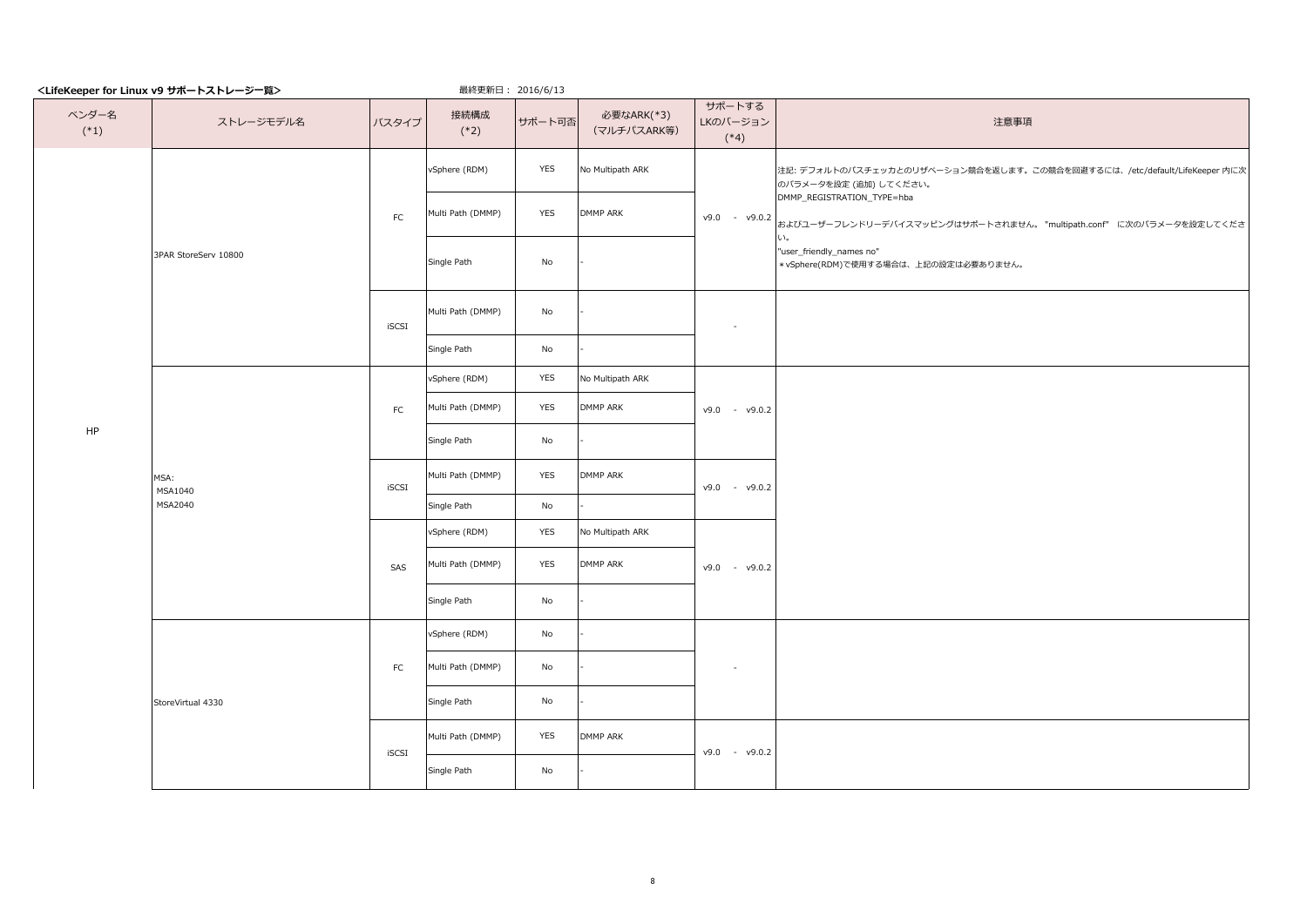**<LifeKeeper for Linux v9 サポートストレージ一覧>**

最終更新日： 2016/6/13

| ベンダー名 (*1) | ストレージモデル名 | バスタイプ | 接続構成 (*2) | サポート可否 | 必要なARK(*3) (マルチパスARK等) | サポートする LKのバージョン (*4) | 注意事項 |
|---|---|---|---|---|---|---|---|
| HP | 3PAR StoreServ 10800 | FC | vSphere (RDM) | YES | No Multipath ARK | v9.0 - v9.0.2 | 注記: デフォルトのパスチェッカとのリザベーション競合を返します。この競合を回避するには、/etc/default/LifeKeeper 内に次のパラメータを設定 (追加) してください。<br>DMMP_REGISTRATION_TYPE=hba<br>およびユーザーフレンドリーデバイスマッピングはサポートされません。"multipath.conf" に次のパラメータを設定してください。<br>"user_friendly_names no"<br>＊vSphere(RDM)で使用する場合は、上記の設定は必要ありません。 |
| | | | Multi Path (DMMP) | YES | DMMP ARK | | |
| | | | Single Path | No | - | | |
| | | iSCSI | Multi Path (DMMP) | No | - | - | |
| | | | Single Path | No | - | | |
| | MSA:<br>MSA1040<br>MSA2040 | FC | vSphere (RDM) | YES | No Multipath ARK | v9.0 - v9.0.2 | |
| | | | Multi Path (DMMP) | YES | DMMP ARK | | |
| | | | Single Path | No | - | | |
| | | iSCSI | Multi Path (DMMP) | YES | DMMP ARK | v9.0 - v9.0.2 | |
| | | | Single Path | No | - | | |
| | | SAS | vSphere (RDM) | YES | No Multipath ARK | v9.0 - v9.0.2 | |
| | | | Multi Path (DMMP) | YES | DMMP ARK | | |
| | | | Single Path | No | - | | |
| | StoreVirtual 4330 | FC | vSphere (RDM) | No | - | - | |
| | | | Multi Path (DMMP) | No | - | | |
| | | | Single Path | No | - | | |
| | | iSCSI | Multi Path (DMMP) | YES | DMMP ARK | v9.0 - v9.0.2 | |
| | | | Single Path | No | - | | |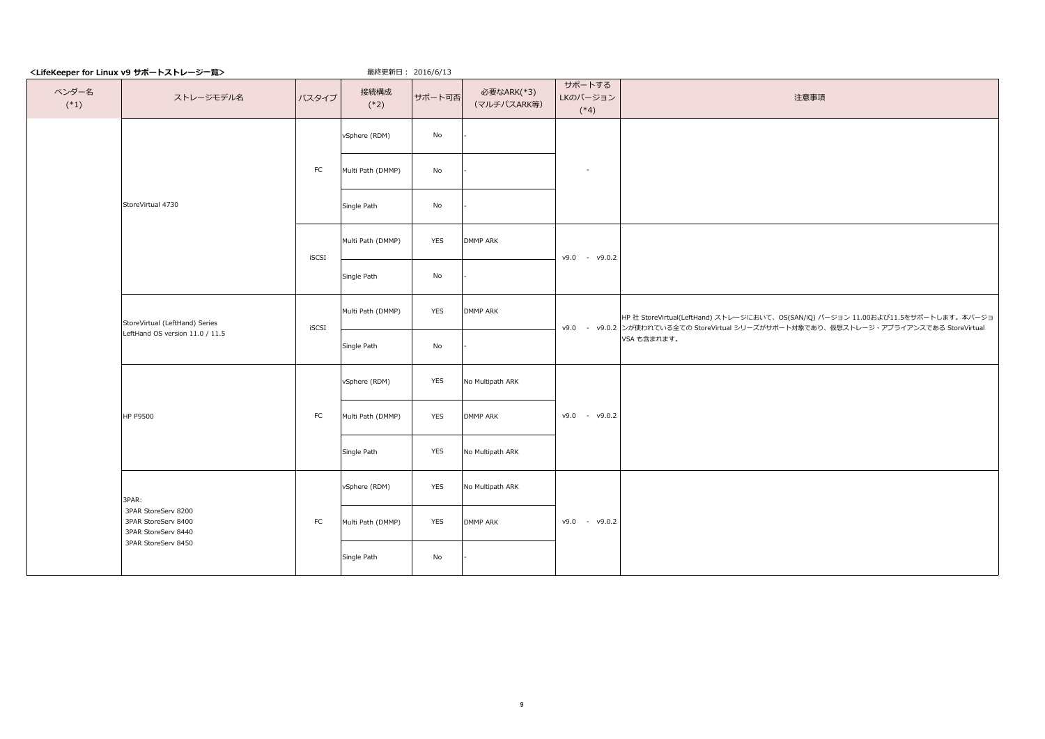**<LifeKeeper for Linux v9 サポートストレージ一覧>**

最終更新日： 2016/6/13

| ベンダー名 (*1) | ストレージモデル名 | バスタイプ | 接続構成 (*2) | サポート可否 | 必要なARK(*3) (マルチパスARK等) | サポートする LKのバージョン (*4) | 注意事項 |
|---|---|---|---|---|---|---|---|
| | StoreVirtual 4730 | FC | vSphere (RDM) | No | - | - | |
| | | | Multi Path (DMMP) | No | - | | |
| | | | Single Path | No | - | | |
| | | iSCSI | Multi Path (DMMP) | YES | DMMP ARK | v9.0 - v9.0.2 | |
| | | | Single Path | No | - | | |
| | StoreVirtual (LeftHand) Series LeftHand OS version 11.0 / 11.5 | iSCSI | Multi Path (DMMP) | YES | DMMP ARK | v9.0 - v9.0.2 | HP 社 StoreVirtual(LeftHand) ストレージにおいて、OS(SAN/iQ) バージョン 11.00および11.5をサポートします。本バージョンが使われている全ての StoreVirtual シリーズがサポート対象であり、仮想ストレージ・アプライアンスである StoreVirtual VSA も含まれます。 |
| | | | Single Path | No | - | | |
| | HP P9500 | FC | vSphere (RDM) | YES | No Multipath ARK | v9.0 - v9.0.2 | |
| | | | Multi Path (DMMP) | YES | DMMP ARK | | |
| | | | Single Path | YES | No Multipath ARK | | |
| | 3PAR: 3PAR StoreServ 8200 3PAR StoreServ 8400 3PAR StoreServ 8440 3PAR StoreServ 8450 | FC | vSphere (RDM) | YES | No Multipath ARK | v9.0 - v9.0.2 | |
| | | | Multi Path (DMMP) | YES | DMMP ARK | | |
| | | | Single Path | No | - | | |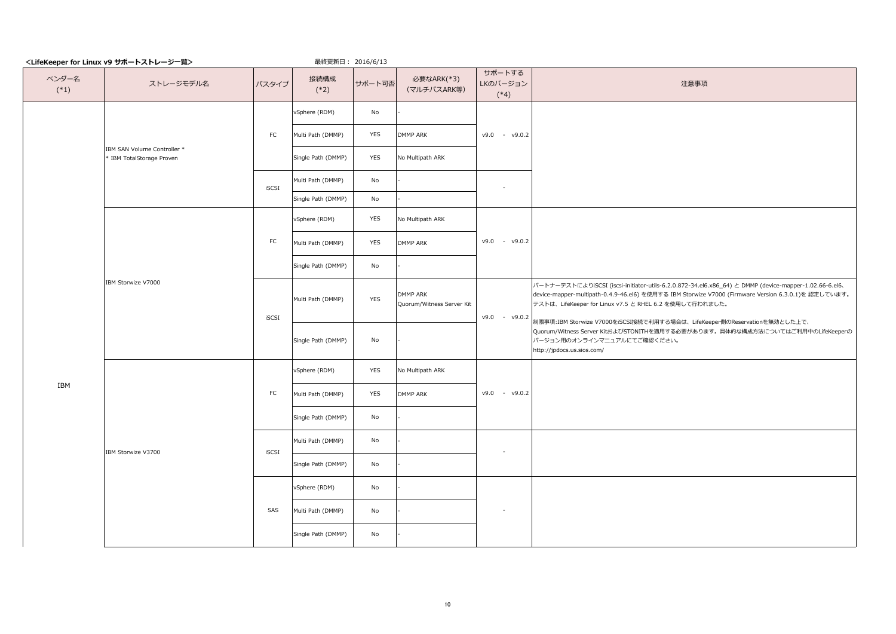**<LifeKeeper for Linux v9 サポートストレージ一覧>**

最終更新日： 2016/6/13

| ベンダー名 (*1) | ストレージモデル名 | バスタイプ | 接続構成 (*2) | サポート可否 | 必要なARK(*3) (マルチパスARK等) | サポートする LKのバージョン (*4) | 注意事項 |
|---|---|---|---|---|---|---|---|
| IBM | IBM SAN Volume Controller * * IBM TotalStorage Proven | FC | vSphere (RDM) | No | - | v9.0 - v9.0.2 | |
| | | | Multi Path (DMMP) | YES | DMMP ARK | | |
| | | | Single Path (DMMP) | YES | No Multipath ARK | | |
| | | iSCSI | Multi Path (DMMP) | No | - | - | |
| | | | Single Path (DMMP) | No | - | | |
| | IBM Storwize V7000 | FC | vSphere (RDM) | YES | No Multipath ARK | v9.0 - v9.0.2 | |
| | | | Multi Path (DMMP) | YES | DMMP ARK | | |
| | | | Single Path (DMMP) | No | - | | |
| | | iSCSI | Multi Path (DMMP) | YES | DMMP ARK Quorum/Witness Server Kit | v9.0 - v9.0.2 | パートナーテストによりiSCSI (iscsi-initiator-utils-6.2.0.872-34.el6.x86_64) と DMMP (device-mapper-1.02.66-6.el6、device-mapper-multipath-0.4.9-46.el6) を使用する IBM Storwize V7000 (Firmware Version 6.3.0.1)を 認定しています。テストは、LifeKeeper for Linux v7.5 と RHEL 6.2 を使用して行われました。<br><br>制限事項:IBM Storwize V7000をiSCSI接続で利用する場合は、LifeKeeper側のReservationを無効とした上で、Quorum/Witness Server KitおよびSTONITHを適用する必要があります。具体的な構成方法についてはご利用中のLifeKeeperのバージョン用のオンラインマニュアルにてご確認ください。<br>http://jpdocs.us.sios.com/ |
| | | | Single Path (DMMP) | No | - | | |
| | IBM Storwize V3700 | FC | vSphere (RDM) | YES | No Multipath ARK | v9.0 - v9.0.2 | |
| | | | Multi Path (DMMP) | YES | DMMP ARK | | |
| | | | Single Path (DMMP) | No | - | | |
| | | iSCSI | Multi Path (DMMP) | No | - | - | |
| | | | Single Path (DMMP) | No | - | | |
| | | SAS | vSphere (RDM) | No | - | - | |
| | | | Multi Path (DMMP) | No | - | | |
| | | | Single Path (DMMP) | No | - | | |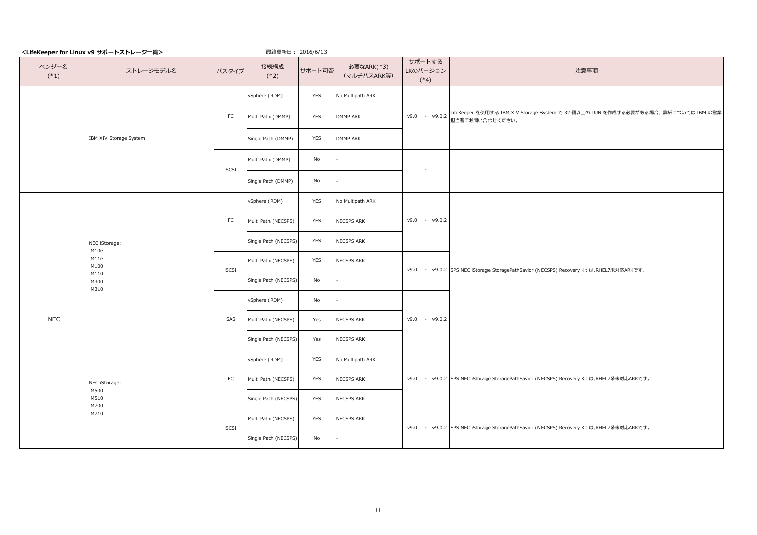**<LifeKeeper for Linux v9 サポートストレージ一覧>**

最終更新日： 2016/6/13

| ベンダー名 (*1) | ストレージモデル名 | バスタイプ | 接続構成 (*2) | サポート可否 | 必要なARK(*3) (マルチパスARK等) | サポートする LKのバージョン (*4) | 注意事項 |
|---|---|---|---|---|---|---|---|
| | IBM XIV Storage System | FC | vSphere (RDM) | YES | No Multipath ARK | v9.0 - v9.0.2 | LifeKeeper を使用する IBM XIV Storage System で 32 個以上の LUN を作成する必要がある場合、詳細については IBM の営業担当者にお問い合わせください。 |
| | | | Multi Path (DMMP) | YES | DMMP ARK | | |
| | | | Single Path (DMMP) | YES | DMMP ARK | | |
| | | iSCSI | Multi Path (DMMP) | No | - | - | |
| | | | Single Path (DMMP) | No | - | | |
| NEC | NEC iStorage: M10e M11e M100 M110 M300 M310 | FC | vSphere (RDM) | YES | No Multipath ARK | v9.0 - v9.0.2 | |
| | | | Multi Path (NECSPS) | YES | NECSPS ARK | | |
| | | | Single Path (NECSPS) | YES | NECSPS ARK | | |
| | | iSCSI | Multi Path (NECSPS) | YES | NECSPS ARK | v9.0 - v9.0.2 | SPS NEC iStorage StoragePathSavior (NECSPS) Recovery Kit は,RHEL7未対応ARKです。 |
| | | | Single Path (NECSPS) | No | - | | |
| | | SAS | vSphere (RDM) | No | - | v9.0 - v9.0.2 | |
| | | | Multi Path (NECSPS) | Yes | NECSPS ARK | | |
| | | | Single Path (NECSPS) | Yes | NECSPS ARK | | |
| | NEC iStorage: M500 M510 M700 M710 | FC | vSphere (RDM) | YES | No Multipath ARK | v9.0 - v9.0.2 | SPS NEC iStorage StoragePathSavior (NECSPS) Recovery Kit は,RHEL7系未対応ARKです。 |
| | | | Multi Path (NECSPS) | YES | NECSPS ARK | | |
| | | | Single Path (NECSPS) | YES | NECSPS ARK | | |
| | | iSCSI | Multi Path (NECSPS) | YES | NECSPS ARK | v9.0 - v9.0.2 | SPS NEC iStorage StoragePathSavior (NECSPS) Recovery Kit は,RHEL7系未対応ARKです。 |
| | | | Single Path (NECSPS) | No | - | | |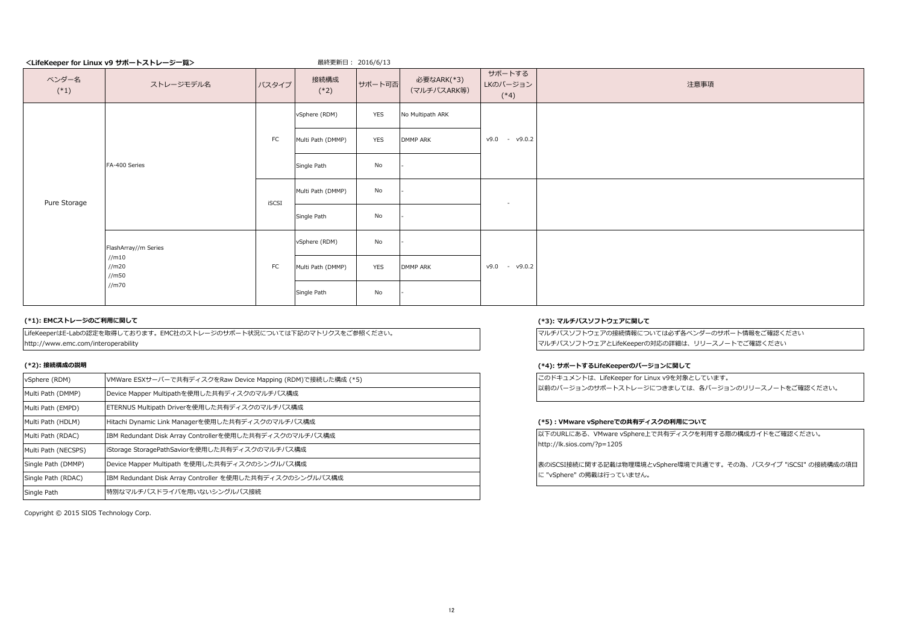**<LifeKeeper for Linux v9 サポートストレージ一覧>**

最終更新日： 2016/6/13

| ベンダー名 (*1) | ストレージモデル名 | バスタイプ | 接続構成 (*2) | サポート可否 | 必要なARK(*3) (マルチパスARK等) | サポートする LKのバージョン (*4) | 注意事項 |
|---|---|---|---|---|---|---|---|
| Pure Storage | FA-400 Series | FC | vSphere (RDM) | YES | No Multipath ARK | v9.0 - v9.0.2 | |
| | | | Multi Path (DMMP) | YES | DMMP ARK | | |
| | | | Single Path | No | - | | |
| | | iSCSI | Multi Path (DMMP) | No | - | - | |
| | | | Single Path | No | - | | |
| | FlashArray//m Series //m10 //m20 //m50 //m70 | FC | vSphere (RDM) | No | - | v9.0 - v9.0.2 | |
| | | | Multi Path (DMMP) | YES | DMMP ARK | | |
| | | | Single Path | No | - | | |

**(*1): EMCストレージのご利用に関して**

LifeKeeperはE-Labの認定を取得しております。EMC社のストレージのサポート状況については下記のマトリクスをご参照ください。
http://www.emc.com/interoperability

**(*2): 接続構成の説明**

| | |
|---|---|
| vSphere (RDM) | VMWare ESXサーバーで共有ディスクをRaw Device Mapping (RDM)で接続した構成 (*5) |
| Multi Path (DMMP) | Device Mapper Multipathを使用した共有ディスクのマルチパス構成 |
| Multi Path (EMPD) | ETERNUS Multipath Driverを使用した共有ディスクのマルチパス構成 |
| Multi Path (HDLM) | Hitachi Dynamic Link Managerを使用した共有ディスクのマルチパス構成 |
| Multi Path (RDAC) | IBM Redundant Disk Array Controllerを使用した共有ディスクのマルチパス構成 |
| Multi Path (NECSPS) | iStorage StoragePathSaviorを使用した共有ディスクのマルチパス構成 |
| Single Path (DMMP) | Device Mapper Multipath を使用した共有ディスクのシングルパス構成 |
| Single Path (RDAC) | IBM Redundant Disk Array Controller を使用した共有ディスクのシングルパス構成 |
| Single Path | 特別なマルチパスドライバを用いないシングルパス接続 |

**(*3): マルチパスソフトウェアに関して**

マルチパスソフトウェアの接続情報については必ず各ベンダーのサポート情報をご確認ください
マルチパスソフトウェアとLifeKeeperの対応の詳細は、リリースノートでご確認ください

**(*4): サポートするLifeKeeperのバージョンに関して**

このドキュメントは、LifeKeeper for Linux v9を対象としています。
以前のバージョンのサポートストレージにつきましては、各バージョンのリリースノートをご確認ください。

**(*5) : VMware vSphereでの共有ディスクの利用について**

以下のURLにある、VMware vSphere上で共有ディスクを利用する際の構成ガイドをご確認ください。
http://lk.sios.com/?p=1205

表のiSCSI接続に関する記載は物理環境とvSphere環境で共通です。その為、バスタイプ "iSCSI" の接続構成の項目に "vSphere" の掲載は行っていません。

Copyright © 2015 SIOS Technology Corp.